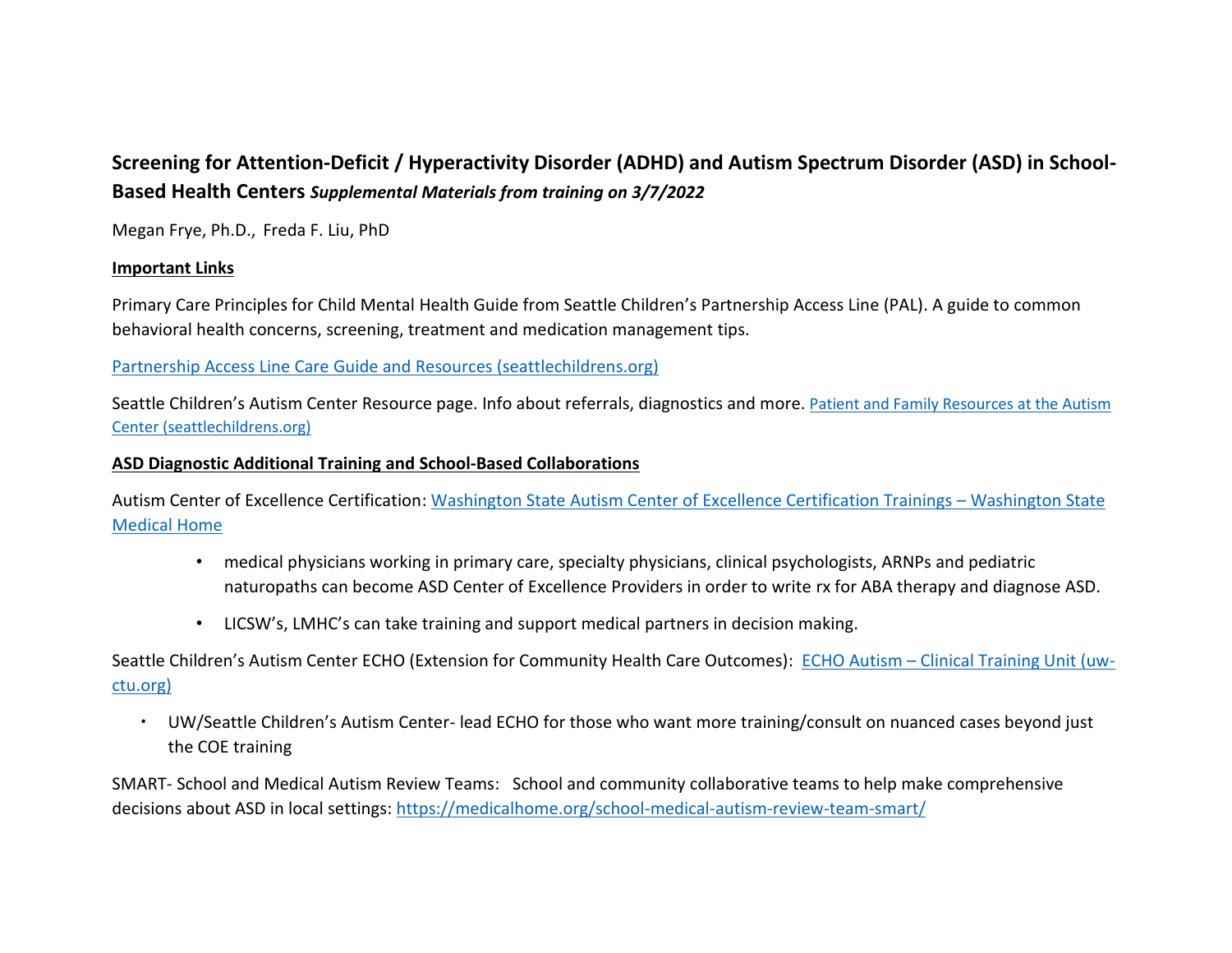# Screening for Attention-Deficit / Hyperactivity Disorder (ADHD) and Autism Spectrum Disorder (ASD) in School-Based Health Centers *Supplemental Materials from training on 3/7/2022*

Megan Frye, Ph.D., Freda F. Liu, PhD

**Important Links**

Primary Care Principles for Child Mental Health Guide from Seattle Children's Partnership Access Line (PAL). A guide to common behavioral health concerns, screening, treatment and medication management tips.

[Partnership Access Line Care Guide and Resources (seattlechildrens.org)]()

Seattle Children's Autism Center Resource page. Info about referrals, diagnostics and more. [Patient and Family Resources at the Autism Center (seattlechildrens.org)]()

**ASD Diagnostic Additional Training and School-Based Collaborations**

Autism Center of Excellence Certification: [Washington State Autism Center of Excellence Certification Trainings – Washington State Medical Home]()

- medical physicians working in primary care, specialty physicians, clinical psychologists, ARNPs and pediatric naturopaths can become ASD Center of Excellence Providers in order to write rx for ABA therapy and diagnose ASD.
- LICSW's, LMHC's can take training and support medical partners in decision making.

Seattle Children's Autism Center ECHO (Extension for Community Health Care Outcomes): [ECHO Autism – Clinical Training Unit (uw-ctu.org)]()

- UW/Seattle Children's Autism Center- lead ECHO for those who want more training/consult on nuanced cases beyond just the COE training

SMART- School and Medical Autism Review Teams: School and community collaborative teams to help make comprehensive decisions about ASD in local settings: https://medicalhome.org/school-medical-autism-review-team-smart/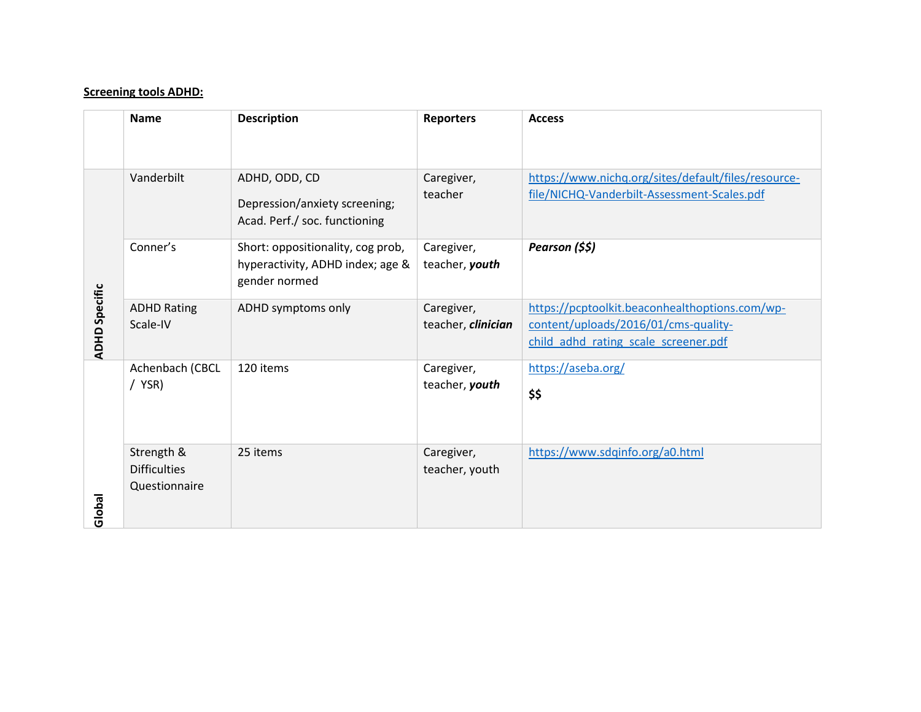**Screening tools ADHD:**

| | Name | Description | Reporters | Access |
|---|---|---|---|---|
| ADHD Specific | Vanderbilt | ADHD, ODD, CD<br><br>Depression/anxiety screening; Acad. Perf./ soc. functioning | Caregiver, teacher | [https://www.nichq.org/sites/default/files/resource-file/NICHQ-Vanderbilt-Assessment-Scales.pdf](https://www.nichq.org/sites/default/files/resource-file/NICHQ-Vanderbilt-Assessment-Scales.pdf) |
| | Conner's | Short: oppositionality, cog prob, hyperactivity, ADHD index; age & gender normed | Caregiver, teacher, ***youth*** | ***Pearson ($$)*** |
| | ADHD Rating Scale-IV | ADHD symptoms only | Caregiver, teacher, ***clinician*** | [https://pcptoolkit.beaconhealthoptions.com/wp-content/uploads/2016/01/cms-quality-child_adhd_rating_scale_screener.pdf](https://pcptoolkit.beaconhealthoptions.com/wp-content/uploads/2016/01/cms-quality-child_adhd_rating_scale_screener.pdf) |
| Global | Achenbach (CBCL / YSR) | 120 items | Caregiver, teacher, ***youth*** | [https://aseba.org/](https://aseba.org/)<br><br>**$$** |
| | Strength & Difficulties Questionnaire | 25 items | Caregiver, teacher, youth | [https://www.sdqinfo.org/a0.html](https://www.sdqinfo.org/a0.html) |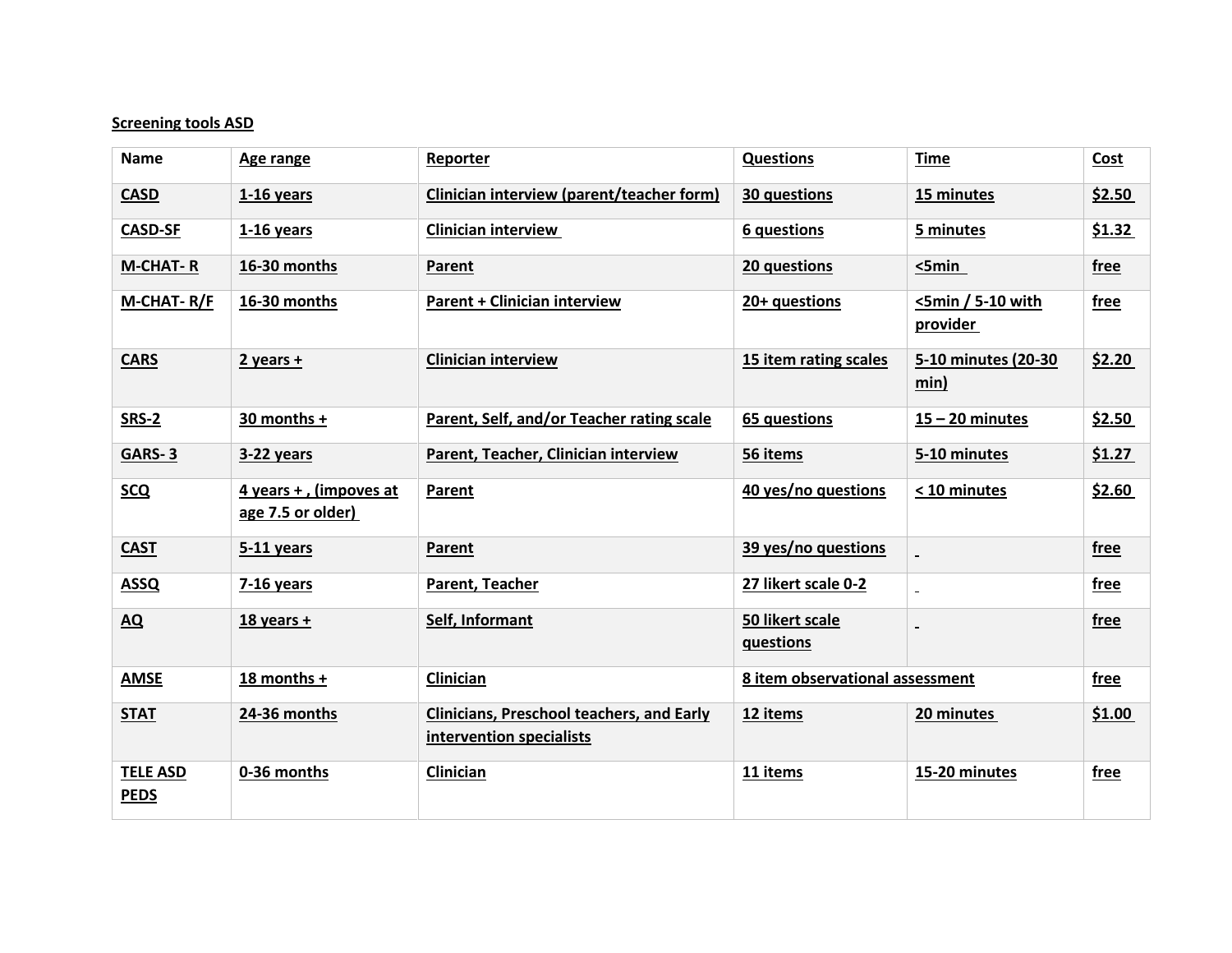**Screening tools ASD**

| Name | Age range | Reporter | Questions | Time | Cost |
|---|---|---|---|---|---|
| **CASD** | **1-16 years** | **Clinician interview (parent/teacher form)** | **30 questions** | **15 minutes** | **$2.50** |
| **CASD-SF** | **1-16 years** | **Clinician interview** | **6 questions** | **5 minutes** | **$1.32** |
| **M-CHAT- R** | **16-30 months** | **Parent** | **20 questions** | **<5min** | **free** |
| **M-CHAT- R/F** | **16-30 months** | **Parent + Clinician interview** | **20+ questions** | **<5min / 5-10 with provider** | **free** |
| **CARS** | **2 years +** | **Clinician interview** | **15 item rating scales** | **5-10 minutes (20-30 min)** | **$2.20** |
| **SRS-2** | **30 months +** | **Parent, Self, and/or Teacher rating scale** | **65 questions** | **15 – 20 minutes** | **$2.50** |
| **GARS- 3** | **3-22 years** | **Parent, Teacher, Clinician interview** | **56 items** | **5-10 minutes** | **$1.27** |
| **SCQ** | **4 years + , (impoves at age 7.5 or older)** | **Parent** | **40 yes/no questions** | **< 10 minutes** | **$2.60** |
| **CAST** | **5-11 years** | **Parent** | **39 yes/no questions** | | **free** |
| **ASSQ** | **7-16 years** | **Parent, Teacher** | **27 likert scale 0-2** | | **free** |
| **AQ** | **18 years +** | **Self, Informant** | **50 likert scale questions** | | **free** |
| **AMSE** | **18 months +** | **Clinician** | **8 item observational assessment** | | **free** |
| **STAT** | **24-36 months** | **Clinicians, Preschool teachers, and Early intervention specialists** | **12 items** | **20 minutes** | **$1.00** |
| **TELE ASD PEDS** | **0-36 months** | **Clinician** | **11 items** | **15-20 minutes** | **free** |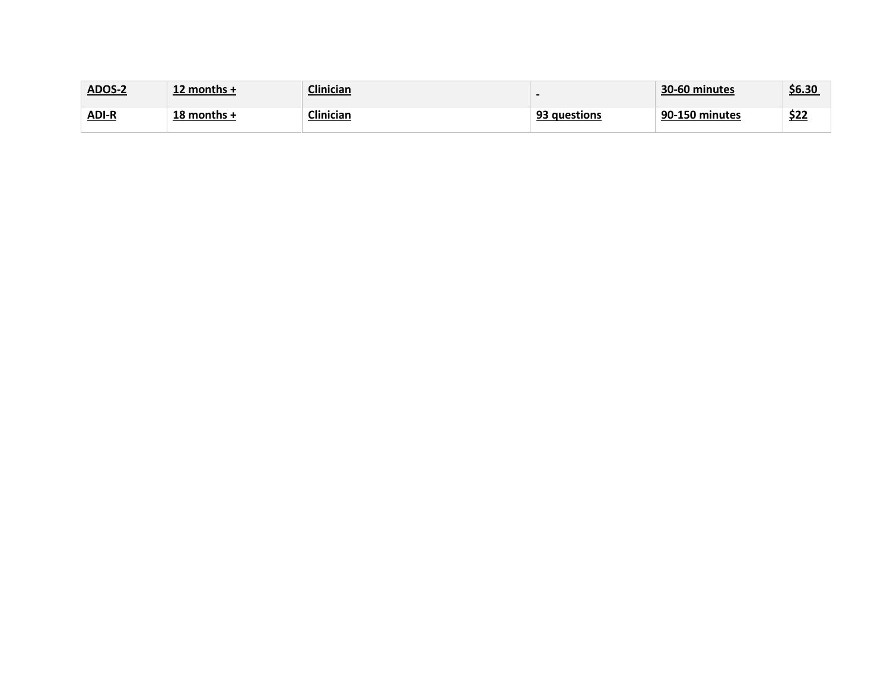| | | | | | |
|---|---|---|---|---|---|
| **ADOS-2** | **12 months +** | **Clinician** | **-** | **30-60 minutes** | **$6.30** |
| **ADI-R** | **18 months +** | **Clinician** | **93 questions** | **90-150 minutes** | **$22** |